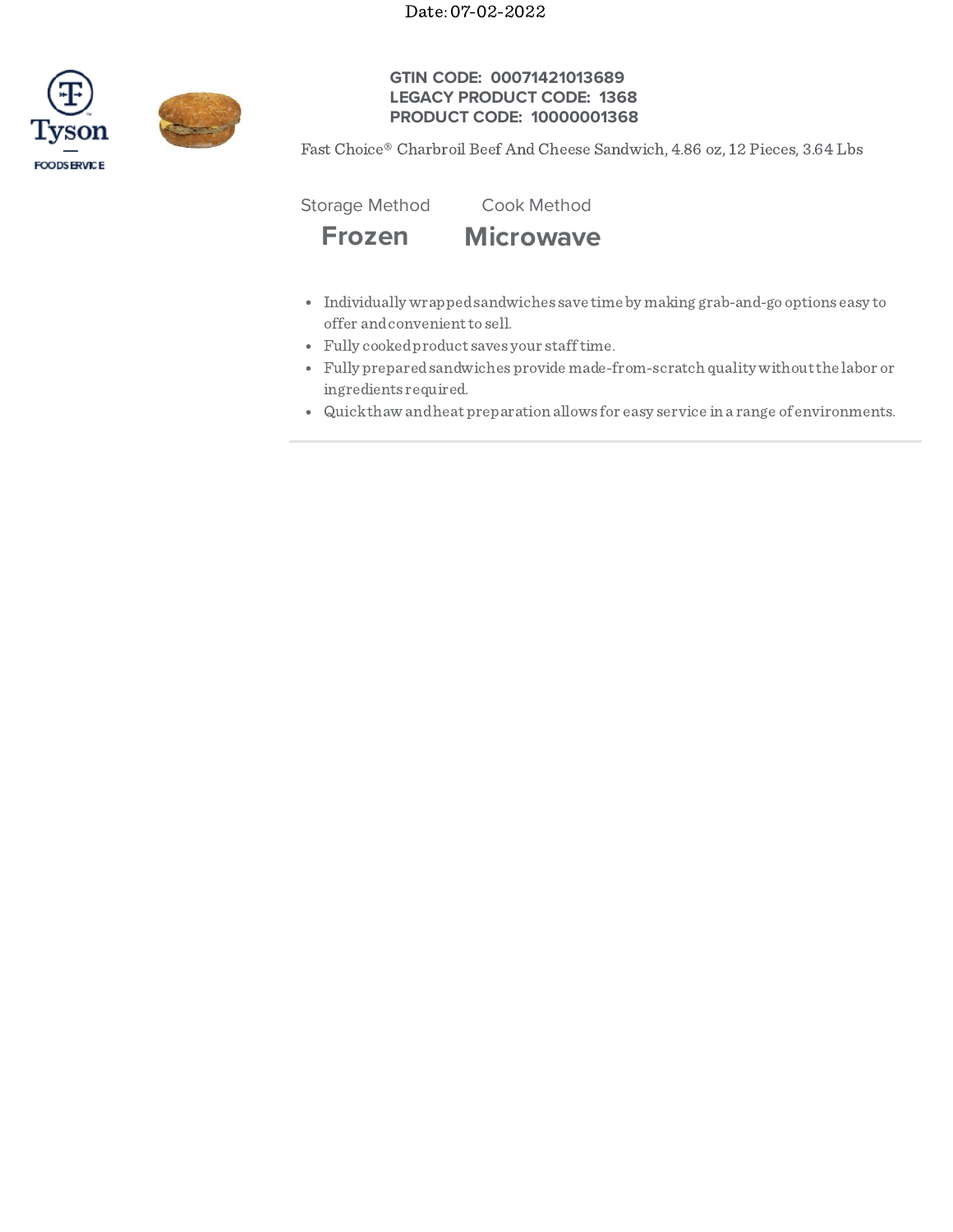Date: 07-02-2022

**GTIN CODE: 00071421013689**
**LEGACY PRODUCT CODE: 1368**
**PRODUCT CODE: 10000001368**

Fast Choice® Charbroil Beef And Cheese Sandwich, 4.86 oz, 12 Pieces, 3.64 Lbs

| Storage Method | Cook Method |
|---|---|
| **Frozen** | **Microwave** |

- Individually wrapped sandwiches save time by making grab-and-go options easy to offer and convenient to sell.
- Fully cooked product saves your staff time.
- Fully prepared sandwiches provide made-from-scratch quality without the labor or ingredients required.
- Quick thaw and heat preparation allows for easy service in a range of environments.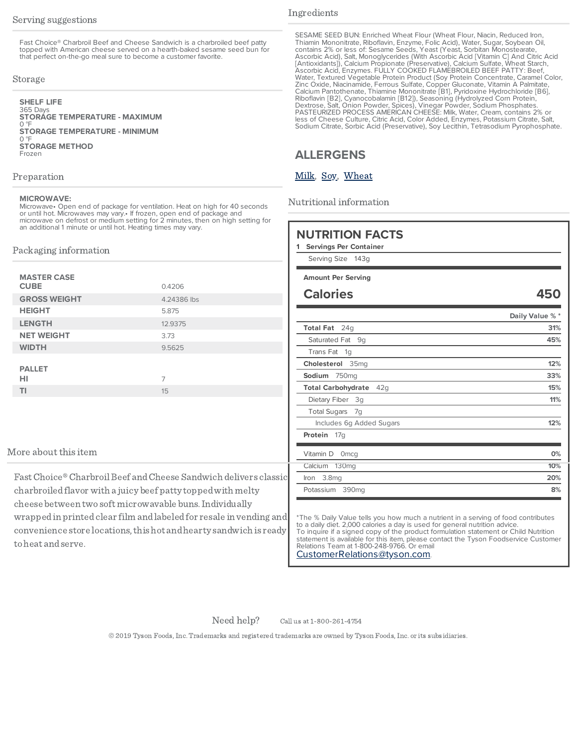## Serving suggestions

Fast Choice® Charbroil Beef and Cheese Sandwich is a charbroiled beef patty topped with American cheese served on a hearth-baked sesame seed bun for that perfect on-the-go meal sure to become a customer favorite.

## Storage

**SHELF LIFE**
365 Days
**STORAGE TEMPERATURE - MAXIMUM**
0 °F
**STORAGE TEMPERATURE - MINIMUM**
0 °F
**STORAGE METHOD**
Frozen

## Preparation

**MICROWAVE:**
Microwave• Open end of package for ventilation. Heat on high for 40 seconds or until hot. Microwaves may vary.• If frozen, open end of package and microwave on defrost or medium setting for 2 minutes, then on high setting for an additional 1 minute or until hot. Heating times may vary.

## Packaging information

| MASTER CASE | |
|---|---|
| CUBE | 0.4206 |
| GROSS WEIGHT | 4.24386 lbs |
| HEIGHT | 5.875 |
| LENGTH | 12.9375 |
| NET WEIGHT | 3.73 |
| WIDTH | 9.5625 |

| PALLET | |
|---|---|
| HI | 7 |
| TI | 15 |

## Ingredients

SESAME SEED BUN: Enriched Wheat Flour (Wheat Flour, Niacin, Reduced Iron, Thiamin Mononitrate, Riboflavin, Enzyme, Folic Acid), Water, Sugar, Soybean Oil, contains 2% or less of: Sesame Seeds, Yeast (Yeast, Sorbitan Monostearate, Ascorbic Acid), Salt, Monoglycerides (With Ascorbic Acid [Vitamin C] And Citric Acid [Antioxidants]), Calcium Propionate (Preservative), Calcium Sulfate, Wheat Starch, Ascorbic Acid, Enzymes. FULLY COOKED FLAMEBROILED BEEF PATTY: Beef, Water, Textured Vegetable Protein Product (Soy Protein Concentrate, Caramel Color, Zinc Oxide, Niacinamide, Ferrous Sulfate, Copper Gluconate, Vitamin A Palmitate, Calcium Pantothenate, Thiamine Mononitrate [B1], Pyridoxine Hydrochloride [B6], Riboflavin [B2], Cyanocobalamin [B12]), Seasoning (Hydrolyzed Corn Protein, Dextrose, Salt, Onion Powder, Spices), Vinegar Powder, Sodium Phosphates. PASTEURIZED PROCESS AMERICAN CHEESE: Milk, Water, Cream, contains 2% or less of Cheese Culture, Citric Acid, Color Added, Enzymes, Potassium Citrate, Salt, Sodium Citrate, Sorbic Acid (Preservative), Soy Lecithin, Tetrasodium Pyrophosphate.

## ALLERGENS

Milk, Soy, Wheat

## Nutritional information

**NUTRITION FACTS**
**1 Servings Per Container**
Serving Size 143g

**Amount Per Serving**

| | |
|---|---|
| **Calories** | **450** |
| | **Daily Value % *** |
| **Total Fat** 24g | **31%** |
| Saturated Fat 9g | **45%** |
| Trans Fat 1g | |
| **Cholesterol** 35mg | **12%** |
| **Sodium** 750mg | **33%** |
| **Total Carbohydrate** 42g | **15%** |
| Dietary Fiber 3g | **11%** |
| Total Sugars 7g | |
| Includes 6g Added Sugars | **12%** |
| **Protein** 17g | |
| Vitamin D 0mcg | **0%** |
| Calcium 130mg | **10%** |
| Iron 3.8mg | **20%** |
| Potassium 390mg | **8%** |

*The % Daily Value tells you how much a nutrient in a serving of food contributes to a daily diet. 2,000 calories a day is used for general nutrition advice.
To inquire if a signed copy of the product formulation statement or Child Nutrition statement is available for this item, please contact the Tyson Foodservice Customer Relations Team at 1-800-248-9766. Or email CustomerRelations@tyson.com.

## More about this item

Fast Choice® Charbroil Beef and Cheese Sandwich delivers classic charbroiled flavor with a juicy beef patty topped with melty cheese between two soft microwavable buns. Individually wrapped in printed clear film and labeled for resale in vending and convenience store locations, this hot and hearty sandwich is ready to heat and serve.

Need help? Call us at 1-800-261-4754

© 2019 Tyson Foods, Inc. Trademarks and registered trademarks are owned by Tyson Foods, Inc. or its subsidiaries.